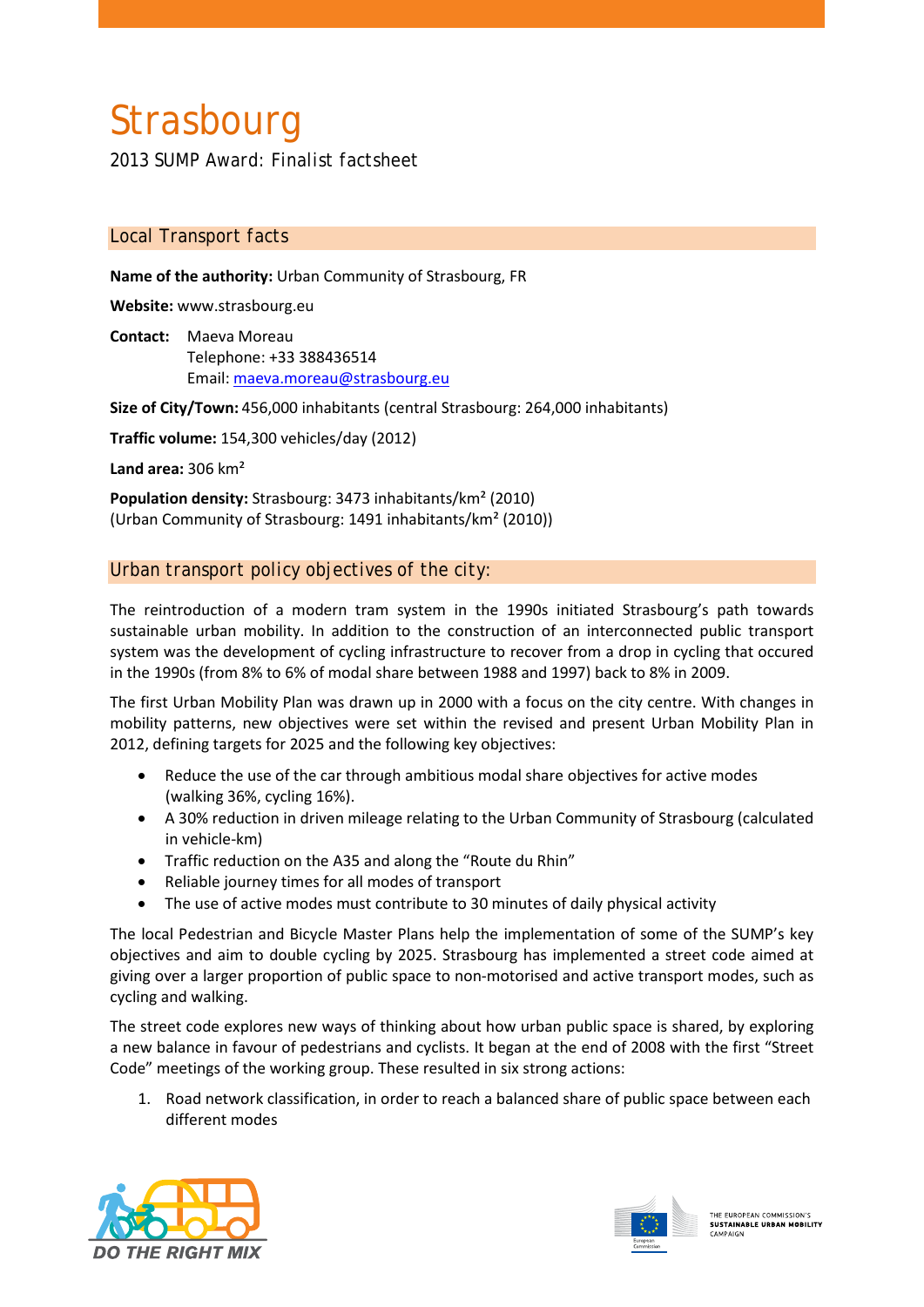# Strasbourg

2013 SUMP Award: Finalist factsheet

## Local Transport facts

**Name of the authority:** Urban Community of Strasbourg, FR

**Website:** www.strasbourg.eu

**Contact:** Maeva Moreau
Telephone: +33 388436514
Email: maeva.moreau@strasbourg.eu

**Size of City/Town:** 456,000 inhabitants (central Strasbourg: 264,000 inhabitants)

**Traffic volume:** 154,300 vehicles/day (2012)

**Land area:** 306 km²

**Population density:** Strasbourg: 3473 inhabitants/km² (2010)
(Urban Community of Strasbourg: 1491 inhabitants/km² (2010))

## Urban transport policy objectives of the city:

The reintroduction of a modern tram system in the 1990s initiated Strasbourg's path towards sustainable urban mobility. In addition to the construction of an interconnected public transport system was the development of cycling infrastructure to recover from a drop in cycling that occured in the 1990s (from 8% to 6% of modal share between 1988 and 1997) back to 8% in 2009.

The first Urban Mobility Plan was drawn up in 2000 with a focus on the city centre. With changes in mobility patterns, new objectives were set within the revised and present Urban Mobility Plan in 2012, defining targets for 2025 and the following key objectives:

- Reduce the use of the car through ambitious modal share objectives for active modes (walking 36%, cycling 16%).
- A 30% reduction in driven mileage relating to the Urban Community of Strasbourg (calculated in vehicle-km)
- Traffic reduction on the A35 and along the "Route du Rhin"
- Reliable journey times for all modes of transport
- The use of active modes must contribute to 30 minutes of daily physical activity

The local Pedestrian and Bicycle Master Plans help the implementation of some of the SUMP's key objectives and aim to double cycling by 2025. Strasbourg has implemented a street code aimed at giving over a larger proportion of public space to non-motorised and active transport modes, such as cycling and walking.

The street code explores new ways of thinking about how urban public space is shared, by exploring a new balance in favour of pedestrians and cyclists. It began at the end of 2008 with the first "Street Code" meetings of the working group. These resulted in six strong actions:

1. Road network classification, in order to reach a balanced share of public space between each different modes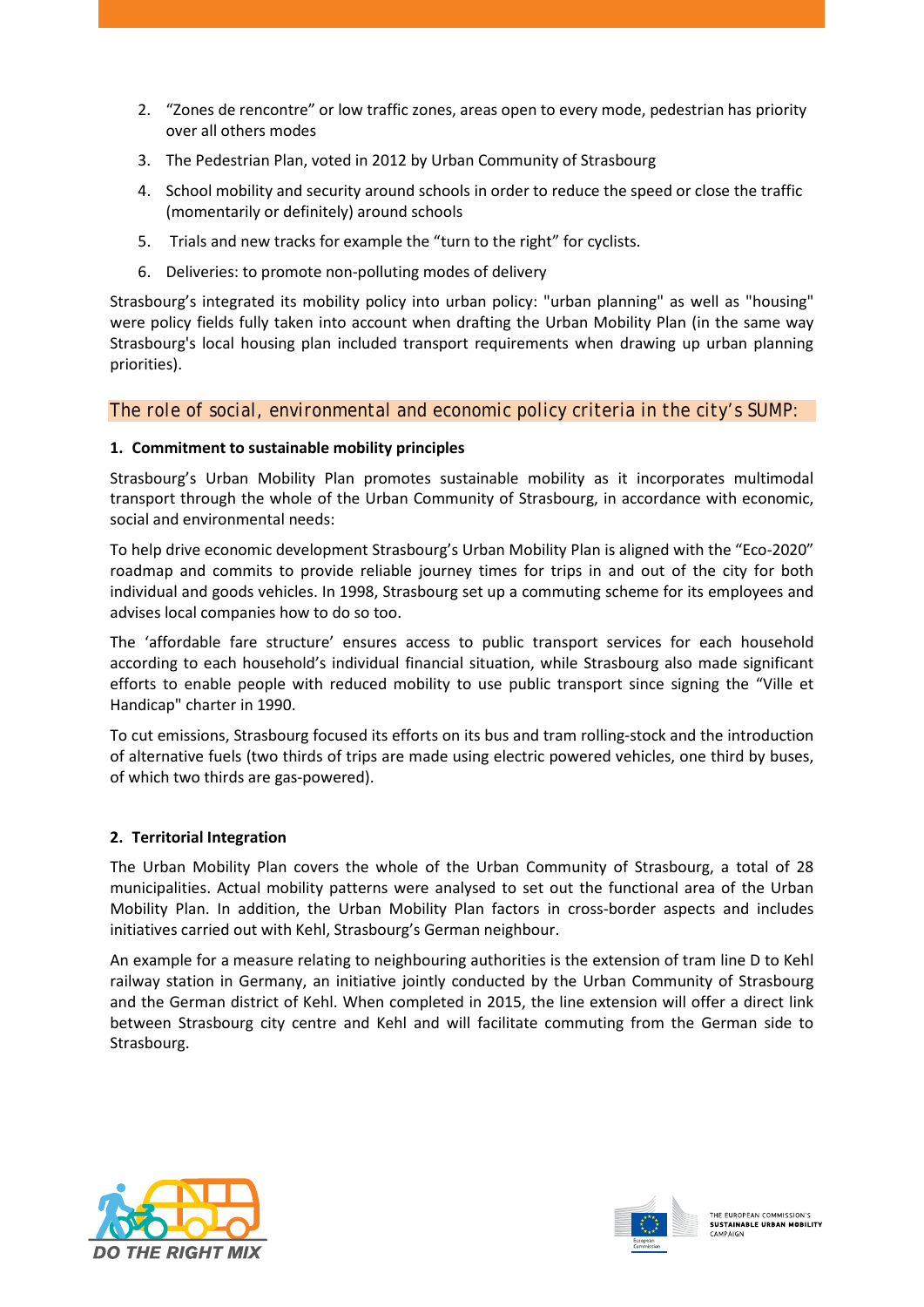2. "Zones de rencontre" or low traffic zones, areas open to every mode, pedestrian has priority over all others modes
3. The Pedestrian Plan, voted in 2012 by Urban Community of Strasbourg
4. School mobility and security around schools in order to reduce the speed or close the traffic (momentarily or definitely) around schools
5. Trials and new tracks for example the "turn to the right" for cyclists.
6. Deliveries: to promote non-polluting modes of delivery

Strasbourg's integrated its mobility policy into urban policy: "urban planning" as well as "housing" were policy fields fully taken into account when drafting the Urban Mobility Plan (in the same way Strasbourg's local housing plan included transport requirements when drawing up urban planning priorities).

## The role of social, environmental and economic policy criteria in the city's SUMP:

### 1. Commitment to sustainable mobility principles

Strasbourg's Urban Mobility Plan promotes sustainable mobility as it incorporates multimodal transport through the whole of the Urban Community of Strasbourg, in accordance with economic, social and environmental needs:

To help drive economic development Strasbourg's Urban Mobility Plan is aligned with the "Eco-2020" roadmap and commits to provide reliable journey times for trips in and out of the city for both individual and goods vehicles. In 1998, Strasbourg set up a commuting scheme for its employees and advises local companies how to do so too.

The 'affordable fare structure' ensures access to public transport services for each household according to each household's individual financial situation, while Strasbourg also made significant efforts to enable people with reduced mobility to use public transport since signing the "Ville et Handicap" charter in 1990.

To cut emissions, Strasbourg focused its efforts on its bus and tram rolling-stock and the introduction of alternative fuels (two thirds of trips are made using electric powered vehicles, one third by buses, of which two thirds are gas-powered).

### 2. Territorial Integration

The Urban Mobility Plan covers the whole of the Urban Community of Strasbourg, a total of 28 municipalities. Actual mobility patterns were analysed to set out the functional area of the Urban Mobility Plan. In addition, the Urban Mobility Plan factors in cross-border aspects and includes initiatives carried out with Kehl, Strasbourg's German neighbour.

An example for a measure relating to neighbouring authorities is the extension of tram line D to Kehl railway station in Germany, an initiative jointly conducted by the Urban Community of Strasbourg and the German district of Kehl. When completed in 2015, the line extension will offer a direct link between Strasbourg city centre and Kehl and will facilitate commuting from the German side to Strasbourg.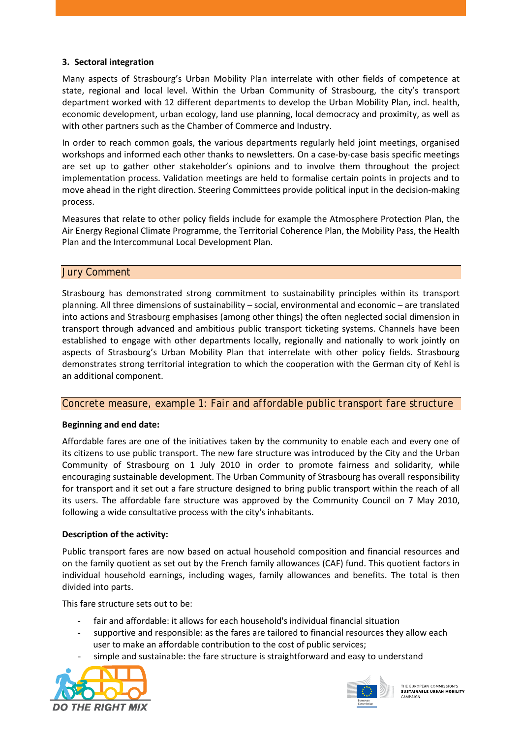### 3. Sectoral integration

Many aspects of Strasbourg's Urban Mobility Plan interrelate with other fields of competence at state, regional and local level. Within the Urban Community of Strasbourg, the city's transport department worked with 12 different departments to develop the Urban Mobility Plan, incl. health, economic development, urban ecology, land use planning, local democracy and proximity, as well as with other partners such as the Chamber of Commerce and Industry.

In order to reach common goals, the various departments regularly held joint meetings, organised workshops and informed each other thanks to newsletters. On a case-by-case basis specific meetings are set up to gather other stakeholder's opinions and to involve them throughout the project implementation process. Validation meetings are held to formalise certain points in projects and to move ahead in the right direction. Steering Committees provide political input in the decision-making process.

Measures that relate to other policy fields include for example the Atmosphere Protection Plan, the Air Energy Regional Climate Programme, the Territorial Coherence Plan, the Mobility Pass, the Health Plan and the Intercommunal Local Development Plan.

## Jury Comment

Strasbourg has demonstrated strong commitment to sustainability principles within its transport planning. All three dimensions of sustainability – social, environmental and economic – are translated into actions and Strasbourg emphasises (among other things) the often neglected social dimension in transport through advanced and ambitious public transport ticketing systems. Channels have been established to engage with other departments locally, regionally and nationally to work jointly on aspects of Strasbourg's Urban Mobility Plan that interrelate with other policy fields. Strasbourg demonstrates strong territorial integration to which the cooperation with the German city of Kehl is an additional component.

## Concrete measure, example 1: Fair and affordable public transport fare structure

**Beginning and end date:**

Affordable fares are one of the initiatives taken by the community to enable each and every one of its citizens to use public transport. The new fare structure was introduced by the City and the Urban Community of Strasbourg on 1 July 2010 in order to promote fairness and solidarity, while encouraging sustainable development. The Urban Community of Strasbourg has overall responsibility for transport and it set out a fare structure designed to bring public transport within the reach of all its users. The affordable fare structure was approved by the Community Council on 7 May 2010, following a wide consultative process with the city's inhabitants.

**Description of the activity:**

Public transport fares are now based on actual household composition and financial resources and on the family quotient as set out by the French family allowances (CAF) fund. This quotient factors in individual household earnings, including wages, family allowances and benefits. The total is then divided into parts.

This fare structure sets out to be:

- fair and affordable: it allows for each household's individual financial situation
- supportive and responsible: as the fares are tailored to financial resources they allow each user to make an affordable contribution to the cost of public services;
- simple and sustainable: the fare structure is straightforward and easy to understand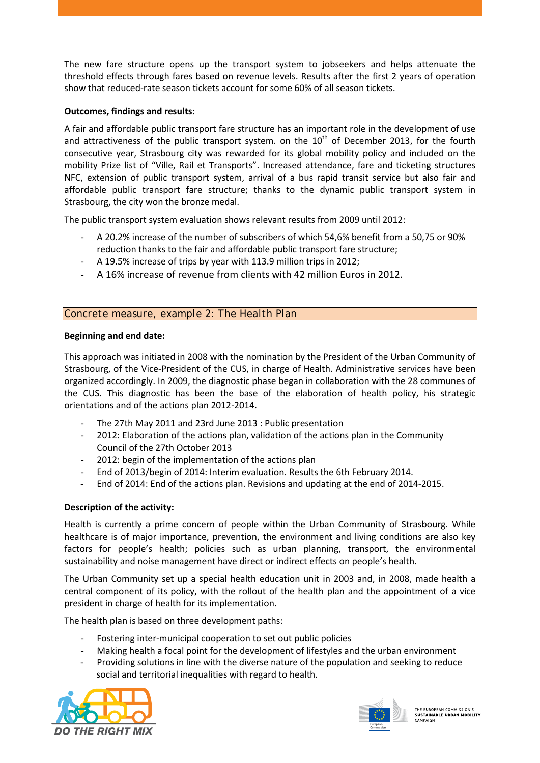The new fare structure opens up the transport system to jobseekers and helps attenuate the threshold effects through fares based on revenue levels. Results after the first 2 years of operation show that reduced-rate season tickets account for some 60% of all season tickets.

**Outcomes, findings and results:**

A fair and affordable public transport fare structure has an important role in the development of use and attractiveness of the public transport system. on the 10th of December 2013, for the fourth consecutive year, Strasbourg city was rewarded for its global mobility policy and included on the mobility Prize list of "Ville, Rail et Transports". Increased attendance, fare and ticketing structures NFC, extension of public transport system, arrival of a bus rapid transit service but also fair and affordable public transport fare structure; thanks to the dynamic public transport system in Strasbourg, the city won the bronze medal.

The public transport system evaluation shows relevant results from 2009 until 2012:

- A 20.2% increase of the number of subscribers of which 54,6% benefit from a 50,75 or 90% reduction thanks to the fair and affordable public transport fare structure;
- A 19.5% increase of trips by year with 113.9 million trips in 2012;
- A 16% increase of revenue from clients with 42 million Euros in 2012.

## Concrete measure, example 2: The Health Plan

**Beginning and end date:**

This approach was initiated in 2008 with the nomination by the President of the Urban Community of Strasbourg, of the Vice-President of the CUS, in charge of Health. Administrative services have been organized accordingly. In 2009, the diagnostic phase began in collaboration with the 28 communes of the CUS. This diagnostic has been the base of the elaboration of health policy, his strategic orientations and of the actions plan 2012-2014.

- The 27th May 2011 and 23rd June 2013 : Public presentation
- 2012: Elaboration of the actions plan, validation of the actions plan in the Community Council of the 27th October 2013
- 2012: begin of the implementation of the actions plan
- End of 2013/begin of 2014: Interim evaluation. Results the 6th February 2014.
- End of 2014: End of the actions plan. Revisions and updating at the end of 2014-2015.

**Description of the activity:**

Health is currently a prime concern of people within the Urban Community of Strasbourg. While healthcare is of major importance, prevention, the environment and living conditions are also key factors for people's health; policies such as urban planning, transport, the environmental sustainability and noise management have direct or indirect effects on people's health.

The Urban Community set up a special health education unit in 2003 and, in 2008, made health a central component of its policy, with the rollout of the health plan and the appointment of a vice president in charge of health for its implementation.

The health plan is based on three development paths:

- Fostering inter-municipal cooperation to set out public policies
- Making health a focal point for the development of lifestyles and the urban environment
- Providing solutions in line with the diverse nature of the population and seeking to reduce social and territorial inequalities with regard to health.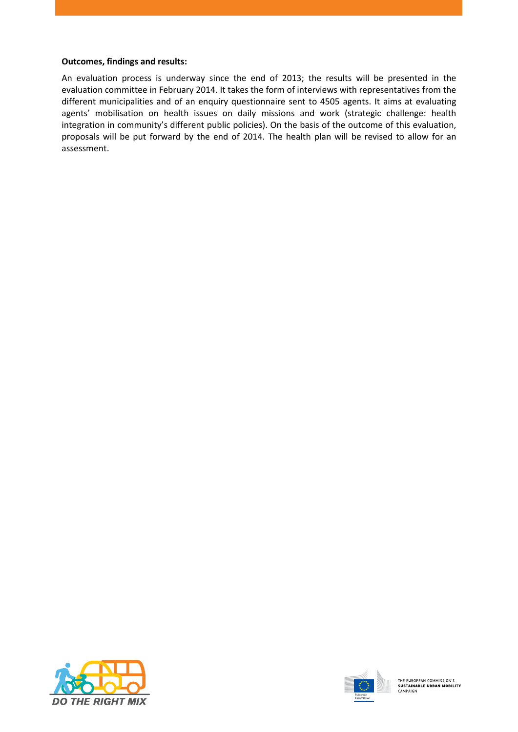**Outcomes, findings and results:**

An evaluation process is underway since the end of 2013; the results will be presented in the evaluation committee in February 2014. It takes the form of interviews with representatives from the different municipalities and of an enquiry questionnaire sent to 4505 agents. It aims at evaluating agents' mobilisation on health issues on daily missions and work (strategic challenge: health integration in community's different public policies). On the basis of the outcome of this evaluation, proposals will be put forward by the end of 2014. The health plan will be revised to allow for an assessment.